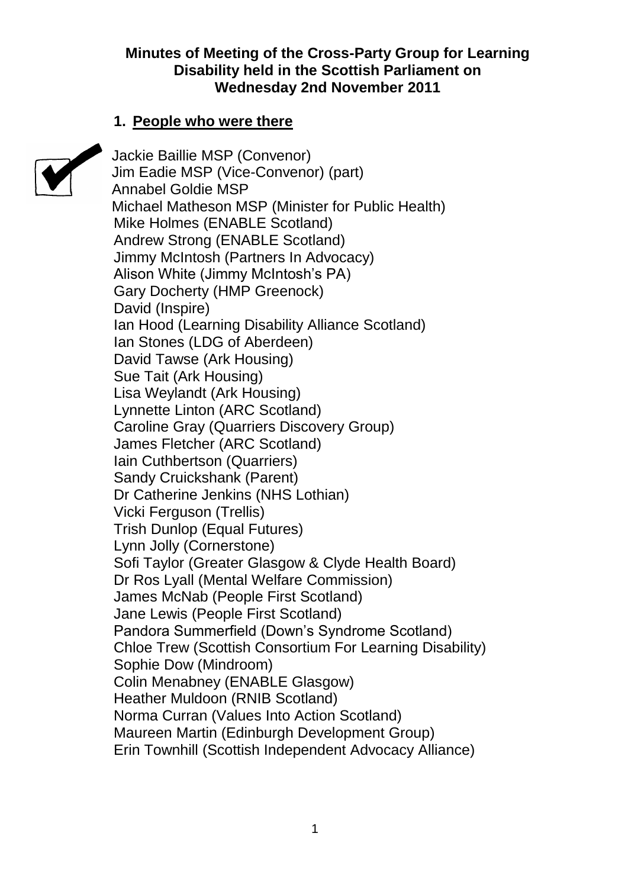**Minutes of Meeting of the Cross-Party Group for Learning Disability held in the Scottish Parliament on Wednesday 2nd November 2011**

## 1. People who were there

Jackie Baillie MSP (Convenor)
Jim Eadie MSP (Vice-Convenor) (part)
Annabel Goldie MSP
Michael Matheson MSP (Minister for Public Health)
Mike Holmes (ENABLE Scotland)
Andrew Strong (ENABLE Scotland)
Jimmy McIntosh (Partners In Advocacy)
Alison White (Jimmy McIntosh's PA)
Gary Docherty (HMP Greenock)
David (Inspire)
Ian Hood (Learning Disability Alliance Scotland)
Ian Stones (LDG of Aberdeen)
David Tawse (Ark Housing)
Sue Tait (Ark Housing)
Lisa Weylandt (Ark Housing)
Lynnette Linton (ARC Scotland)
Caroline Gray (Quarriers Discovery Group)
James Fletcher (ARC Scotland)
Iain Cuthbertson (Quarriers)
Sandy Cruickshank (Parent)
Dr Catherine Jenkins (NHS Lothian)
Vicki Ferguson (Trellis)
Trish Dunlop (Equal Futures)
Lynn Jolly (Cornerstone)
Sofi Taylor (Greater Glasgow & Clyde Health Board)
Dr Ros Lyall (Mental Welfare Commission)
James McNab (People First Scotland)
Jane Lewis (People First Scotland)
Pandora Summerfield (Down's Syndrome Scotland)
Chloe Trew (Scottish Consortium For Learning Disability)
Sophie Dow (Mindroom)
Colin Menabney (ENABLE Glasgow)
Heather Muldoon (RNIB Scotland)
Norma Curran (Values Into Action Scotland)
Maureen Martin (Edinburgh Development Group)
Erin Townhill (Scottish Independent Advocacy Alliance)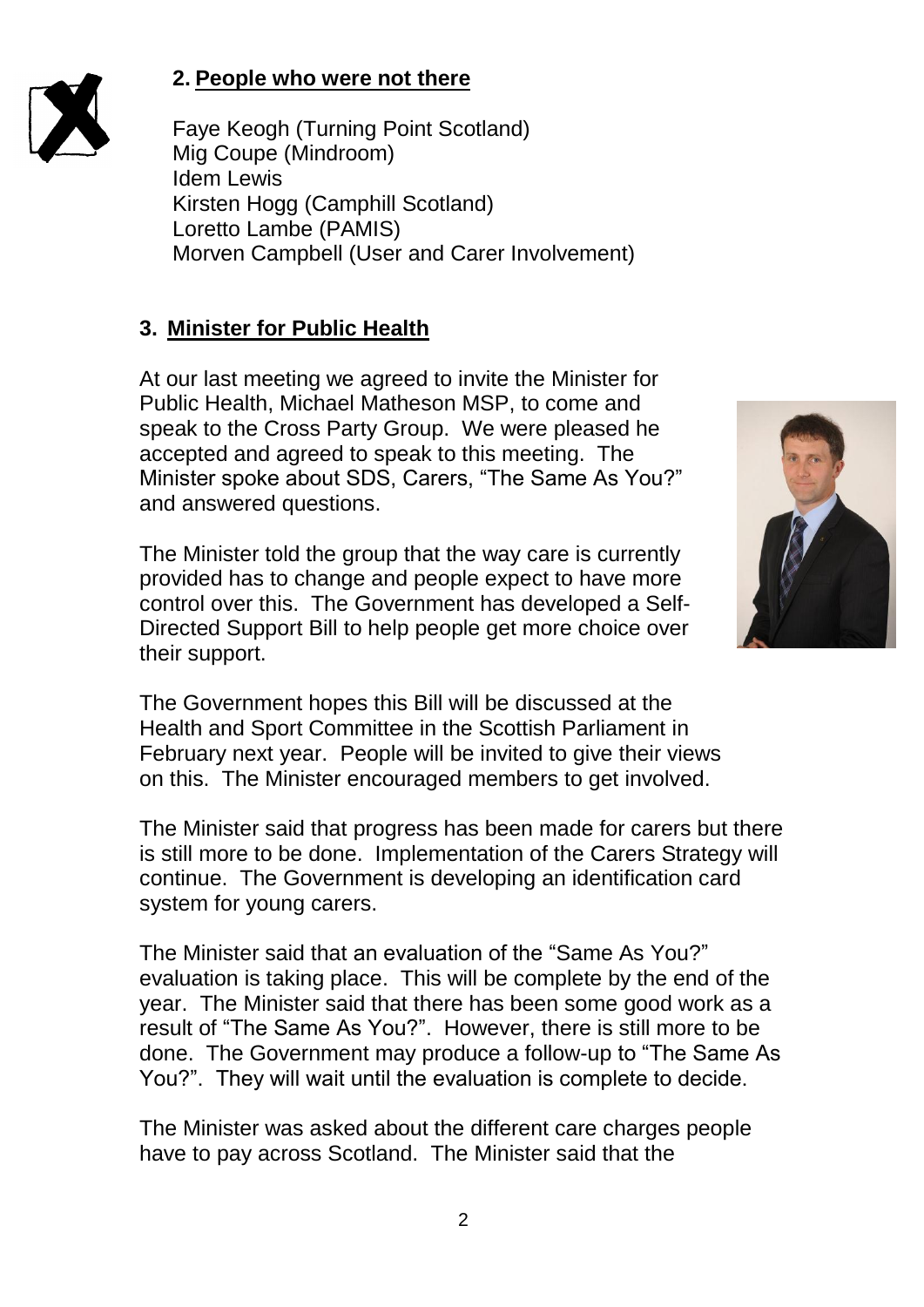## 2. People who were not there

Faye Keogh (Turning Point Scotland)
Mig Coupe (Mindroom)
Idem Lewis
Kirsten Hogg (Camphill Scotland)
Loretto Lambe (PAMIS)
Morven Campbell (User and Carer Involvement)

## 3. Minister for Public Health

At our last meeting we agreed to invite the Minister for Public Health, Michael Matheson MSP, to come and speak to the Cross Party Group. We were pleased he accepted and agreed to speak to this meeting. The Minister spoke about SDS, Carers, "The Same As You?" and answered questions.

The Minister told the group that the way care is currently provided has to change and people expect to have more control over this. The Government has developed a Self-Directed Support Bill to help people get more choice over their support.

The Government hopes this Bill will be discussed at the Health and Sport Committee in the Scottish Parliament in February next year. People will be invited to give their views on this. The Minister encouraged members to get involved.

The Minister said that progress has been made for carers but there is still more to be done. Implementation of the Carers Strategy will continue. The Government is developing an identification card system for young carers.

The Minister said that an evaluation of the "Same As You?" evaluation is taking place. This will be complete by the end of the year. The Minister said that there has been some good work as a result of "The Same As You?". However, there is still more to be done. The Government may produce a follow-up to "The Same As You?". They will wait until the evaluation is complete to decide.

The Minister was asked about the different care charges people have to pay across Scotland. The Minister said that the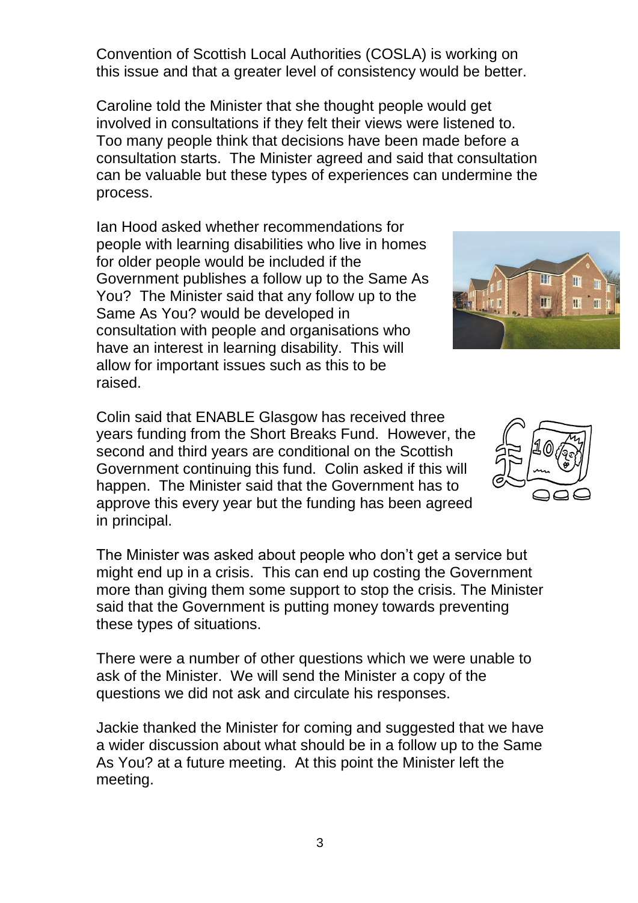Convention of Scottish Local Authorities (COSLA) is working on this issue and that a greater level of consistency would be better.

Caroline told the Minister that she thought people would get involved in consultations if they felt their views were listened to. Too many people think that decisions have been made before a consultation starts. The Minister agreed and said that consultation can be valuable but these types of experiences can undermine the process.

Ian Hood asked whether recommendations for people with learning disabilities who live in homes for older people would be included if the Government publishes a follow up to the Same As You? The Minister said that any follow up to the Same As You? would be developed in consultation with people and organisations who have an interest in learning disability. This will allow for important issues such as this to be raised.

Colin said that ENABLE Glasgow has received three years funding from the Short Breaks Fund. However, the second and third years are conditional on the Scottish Government continuing this fund. Colin asked if this will happen. The Minister said that the Government has to approve this every year but the funding has been agreed in principal.

The Minister was asked about people who don't get a service but might end up in a crisis. This can end up costing the Government more than giving them some support to stop the crisis. The Minister said that the Government is putting money towards preventing these types of situations.

There were a number of other questions which we were unable to ask of the Minister. We will send the Minister a copy of the questions we did not ask and circulate his responses.

Jackie thanked the Minister for coming and suggested that we have a wider discussion about what should be in a follow up to the Same As You? at a future meeting. At this point the Minister left the meeting.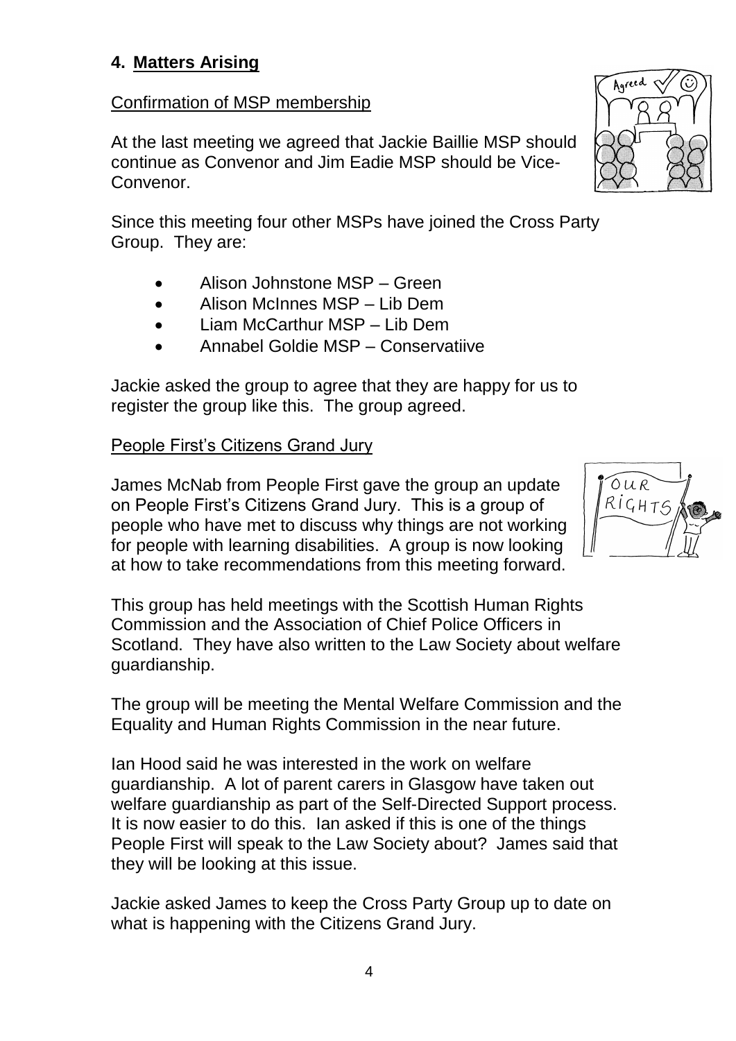## 4. Matters Arising

Confirmation of MSP membership

At the last meeting we agreed that Jackie Baillie MSP should continue as Convenor and Jim Eadie MSP should be Vice-Convenor.

Since this meeting four other MSPs have joined the Cross Party Group. They are:

- Alison Johnstone MSP – Green
- Alison McInnes MSP – Lib Dem
- Liam McCarthur MSP – Lib Dem
- Annabel Goldie MSP – Conservatiive

Jackie asked the group to agree that they are happy for us to register the group like this. The group agreed.

People First's Citizens Grand Jury

James McNab from People First gave the group an update on People First's Citizens Grand Jury. This is a group of people who have met to discuss why things are not working for people with learning disabilities. A group is now looking at how to take recommendations from this meeting forward.

This group has held meetings with the Scottish Human Rights Commission and the Association of Chief Police Officers in Scotland. They have also written to the Law Society about welfare guardianship.

The group will be meeting the Mental Welfare Commission and the Equality and Human Rights Commission in the near future.

Ian Hood said he was interested in the work on welfare guardianship. A lot of parent carers in Glasgow have taken out welfare guardianship as part of the Self-Directed Support process. It is now easier to do this. Ian asked if this is one of the things People First will speak to the Law Society about? James said that they will be looking at this issue.

Jackie asked James to keep the Cross Party Group up to date on what is happening with the Citizens Grand Jury.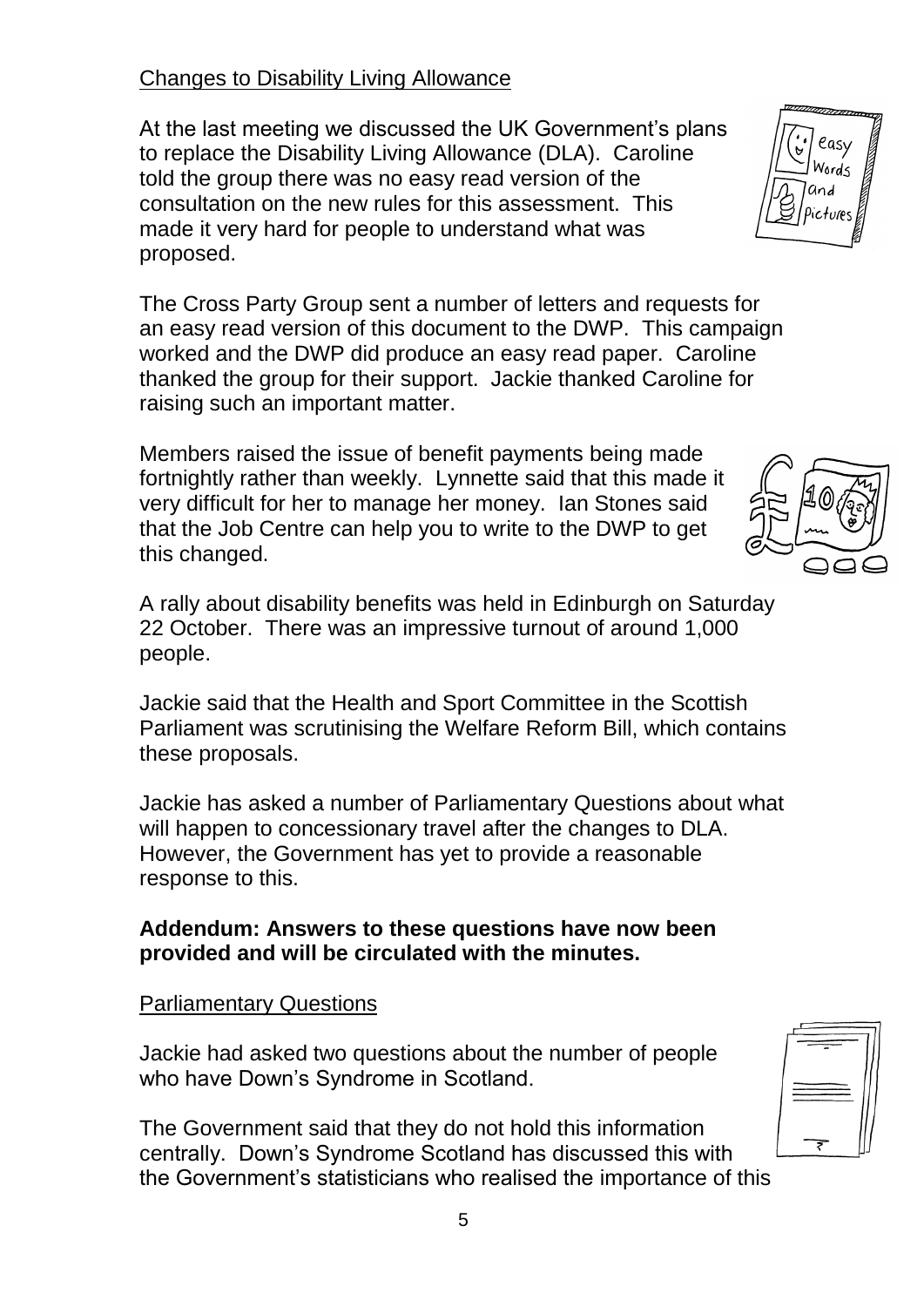## Changes to Disability Living Allowance

At the last meeting we discussed the UK Government's plans to replace the Disability Living Allowance (DLA). Caroline told the group there was no easy read version of the consultation on the new rules for this assessment. This made it very hard for people to understand what was proposed.

The Cross Party Group sent a number of letters and requests for an easy read version of this document to the DWP. This campaign worked and the DWP did produce an easy read paper. Caroline thanked the group for their support. Jackie thanked Caroline for raising such an important matter.

Members raised the issue of benefit payments being made fortnightly rather than weekly. Lynnette said that this made it very difficult for her to manage her money. Ian Stones said that the Job Centre can help you to write to the DWP to get this changed.

A rally about disability benefits was held in Edinburgh on Saturday 22 October. There was an impressive turnout of around 1,000 people.

Jackie said that the Health and Sport Committee in the Scottish Parliament was scrutinising the Welfare Reform Bill, which contains these proposals.

Jackie has asked a number of Parliamentary Questions about what will happen to concessionary travel after the changes to DLA. However, the Government has yet to provide a reasonable response to this.

**Addendum: Answers to these questions have now been provided and will be circulated with the minutes.**

## Parliamentary Questions

Jackie had asked two questions about the number of people who have Down's Syndrome in Scotland.

The Government said that they do not hold this information centrally. Down's Syndrome Scotland has discussed this with the Government's statisticians who realised the importance of this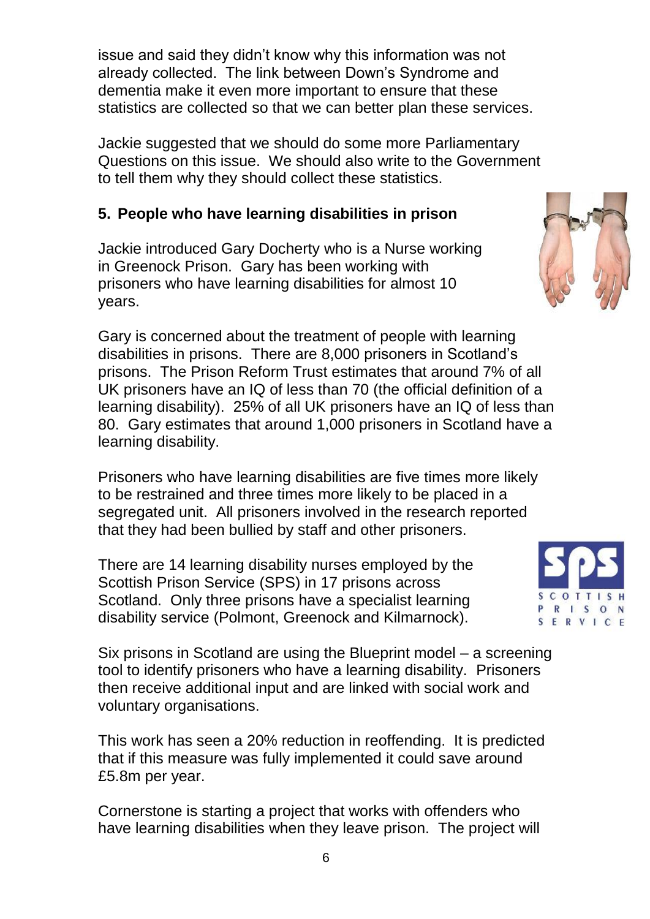issue and said they didn't know why this information was not already collected. The link between Down's Syndrome and dementia make it even more important to ensure that these statistics are collected so that we can better plan these services.

Jackie suggested that we should do some more Parliamentary Questions on this issue. We should also write to the Government to tell them why they should collect these statistics.

**5. People who have learning disabilities in prison**

Jackie introduced Gary Docherty who is a Nurse working in Greenock Prison. Gary has been working with prisoners who have learning disabilities for almost 10 years.

Gary is concerned about the treatment of people with learning disabilities in prisons. There are 8,000 prisoners in Scotland's prisons. The Prison Reform Trust estimates that around 7% of all UK prisoners have an IQ of less than 70 (the official definition of a learning disability). 25% of all UK prisoners have an IQ of less than 80. Gary estimates that around 1,000 prisoners in Scotland have a learning disability.

Prisoners who have learning disabilities are five times more likely to be restrained and three times more likely to be placed in a segregated unit. All prisoners involved in the research reported that they had been bullied by staff and other prisoners.

There are 14 learning disability nurses employed by the Scottish Prison Service (SPS) in 17 prisons across Scotland. Only three prisons have a specialist learning disability service (Polmont, Greenock and Kilmarnock).

Six prisons in Scotland are using the Blueprint model – a screening tool to identify prisoners who have a learning disability. Prisoners then receive additional input and are linked with social work and voluntary organisations.

This work has seen a 20% reduction in reoffending. It is predicted that if this measure was fully implemented it could save around £5.8m per year.

Cornerstone is starting a project that works with offenders who have learning disabilities when they leave prison. The project will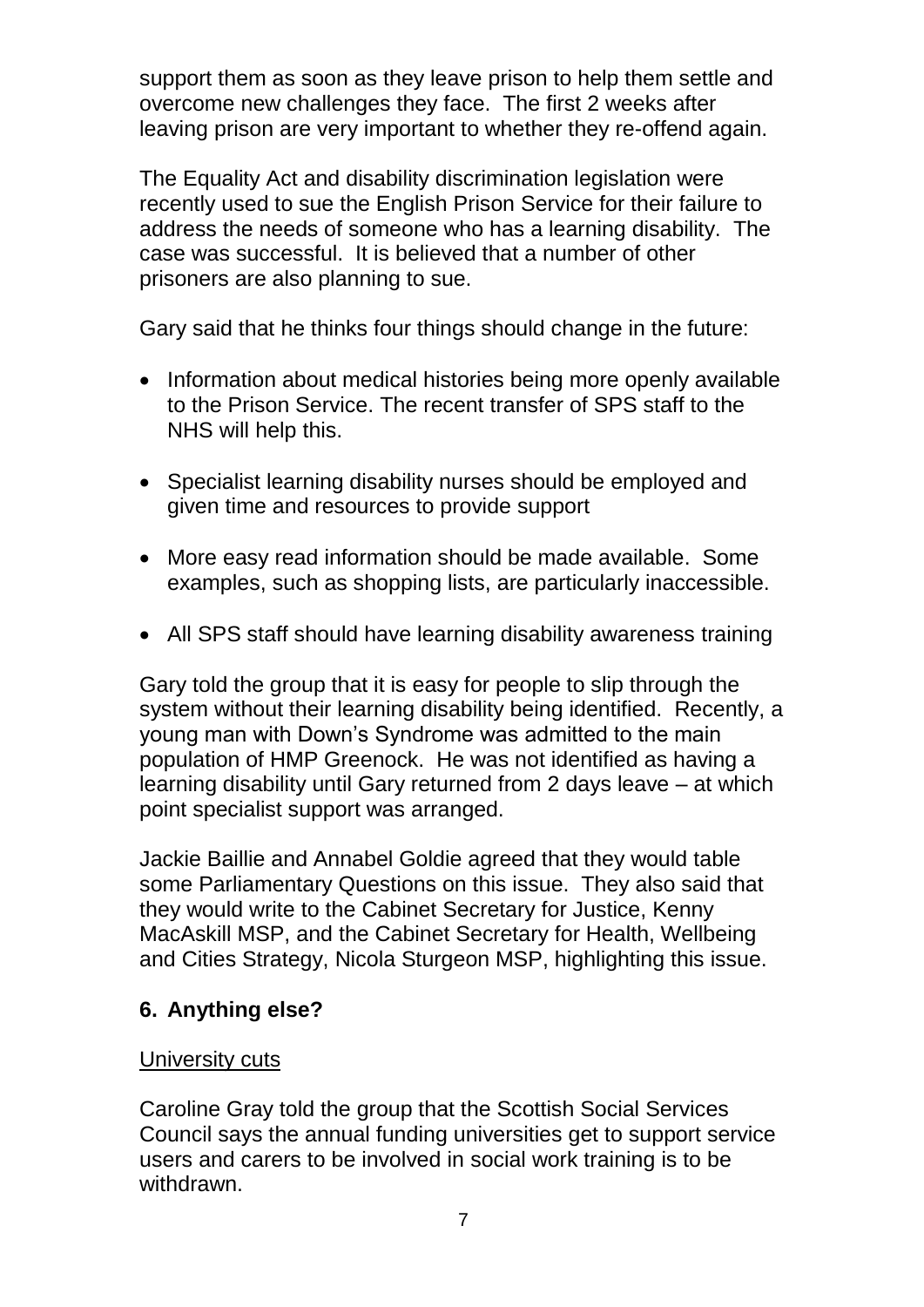support them as soon as they leave prison to help them settle and overcome new challenges they face. The first 2 weeks after leaving prison are very important to whether they re-offend again.

The Equality Act and disability discrimination legislation were recently used to sue the English Prison Service for their failure to address the needs of someone who has a learning disability. The case was successful. It is believed that a number of other prisoners are also planning to sue.

Gary said that he thinks four things should change in the future:

- Information about medical histories being more openly available to the Prison Service. The recent transfer of SPS staff to the NHS will help this.
- Specialist learning disability nurses should be employed and given time and resources to provide support
- More easy read information should be made available. Some examples, such as shopping lists, are particularly inaccessible.
- All SPS staff should have learning disability awareness training

Gary told the group that it is easy for people to slip through the system without their learning disability being identified. Recently, a young man with Down's Syndrome was admitted to the main population of HMP Greenock. He was not identified as having a learning disability until Gary returned from 2 days leave – at which point specialist support was arranged.

Jackie Baillie and Annabel Goldie agreed that they would table some Parliamentary Questions on this issue. They also said that they would write to the Cabinet Secretary for Justice, Kenny MacAskill MSP, and the Cabinet Secretary for Health, Wellbeing and Cities Strategy, Nicola Sturgeon MSP, highlighting this issue.

## 6. Anything else?

<u>University cuts</u>

Caroline Gray told the group that the Scottish Social Services Council says the annual funding universities get to support service users and carers to be involved in social work training is to be withdrawn.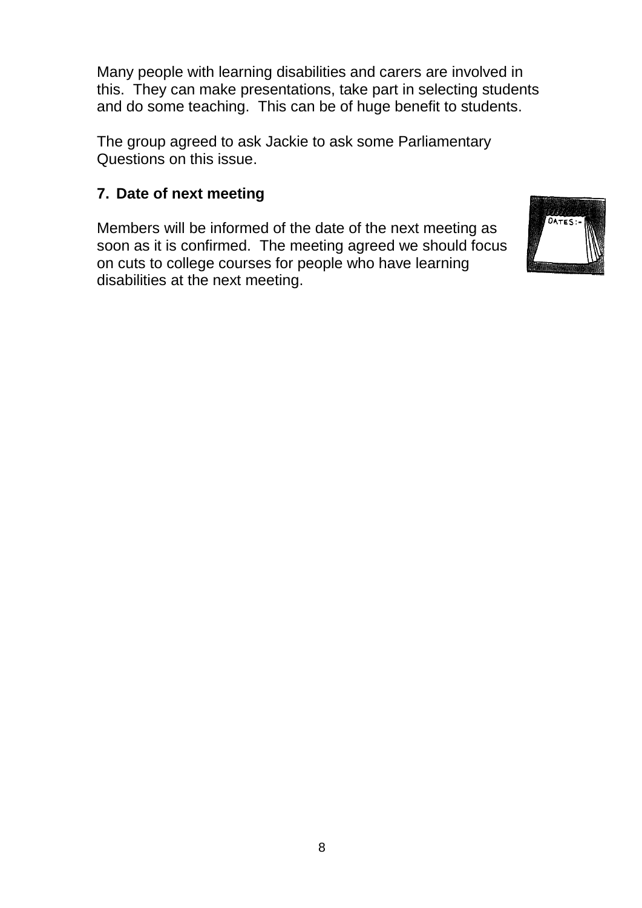Many people with learning disabilities and carers are involved in this. They can make presentations, take part in selecting students and do some teaching. This can be of huge benefit to students.

The group agreed to ask Jackie to ask some Parliamentary Questions on this issue.

## 7. Date of next meeting

Members will be informed of the date of the next meeting as soon as it is confirmed. The meeting agreed we should focus on cuts to college courses for people who have learning disabilities at the next meeting.